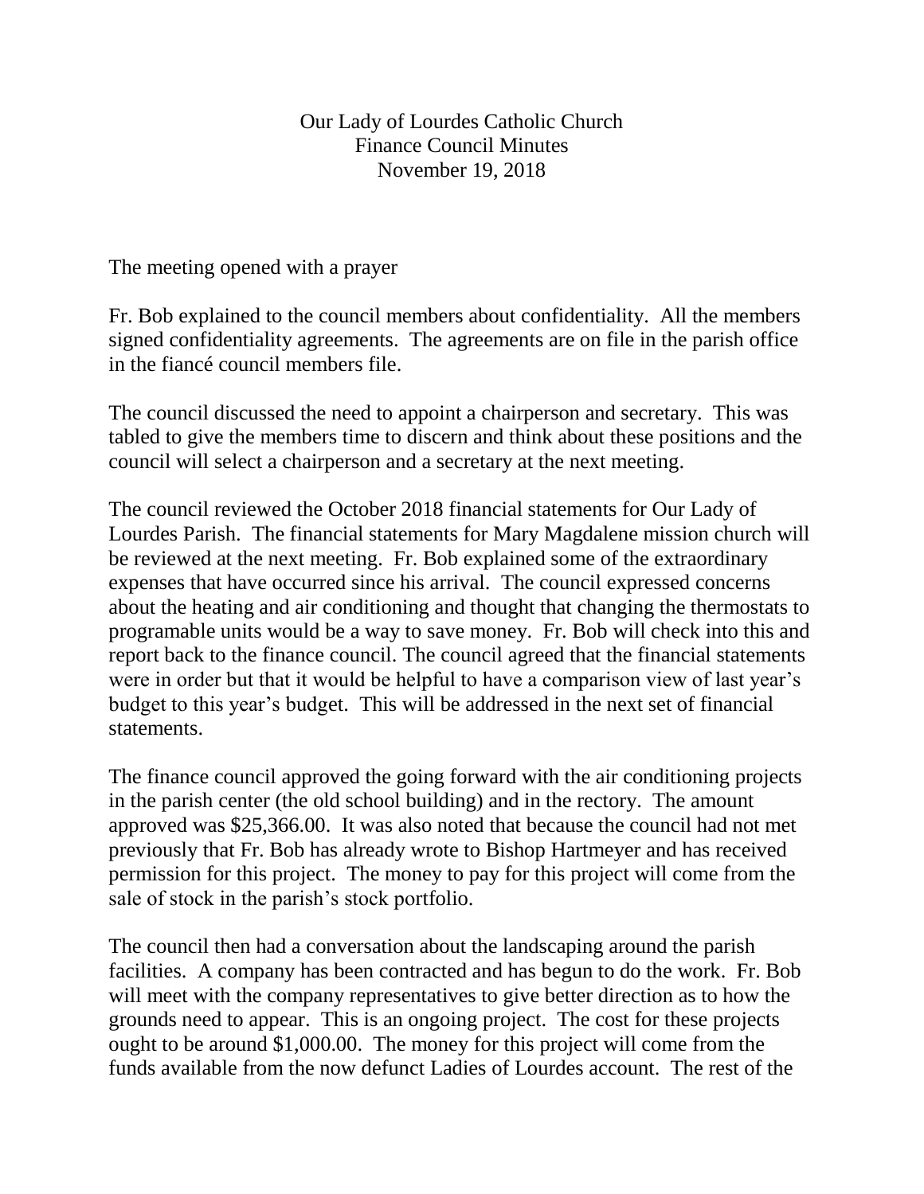Our Lady of Lourdes Catholic Church
Finance Council Minutes
November 19, 2018

The meeting opened with a prayer

Fr. Bob explained to the council members about confidentiality. All the members signed confidentiality agreements. The agreements are on file in the parish office in the fiancé council members file.

The council discussed the need to appoint a chairperson and secretary. This was tabled to give the members time to discern and think about these positions and the council will select a chairperson and a secretary at the next meeting.

The council reviewed the October 2018 financial statements for Our Lady of Lourdes Parish. The financial statements for Mary Magdalene mission church will be reviewed at the next meeting. Fr. Bob explained some of the extraordinary expenses that have occurred since his arrival. The council expressed concerns about the heating and air conditioning and thought that changing the thermostats to programable units would be a way to save money. Fr. Bob will check into this and report back to the finance council. The council agreed that the financial statements were in order but that it would be helpful to have a comparison view of last year's budget to this year's budget. This will be addressed in the next set of financial statements.

The finance council approved the going forward with the air conditioning projects in the parish center (the old school building) and in the rectory. The amount approved was $25,366.00. It was also noted that because the council had not met previously that Fr. Bob has already wrote to Bishop Hartmeyer and has received permission for this project. The money to pay for this project will come from the sale of stock in the parish's stock portfolio.

The council then had a conversation about the landscaping around the parish facilities. A company has been contracted and has begun to do the work. Fr. Bob will meet with the company representatives to give better direction as to how the grounds need to appear. This is an ongoing project. The cost for these projects ought to be around $1,000.00. The money for this project will come from the funds available from the now defunct Ladies of Lourdes account. The rest of the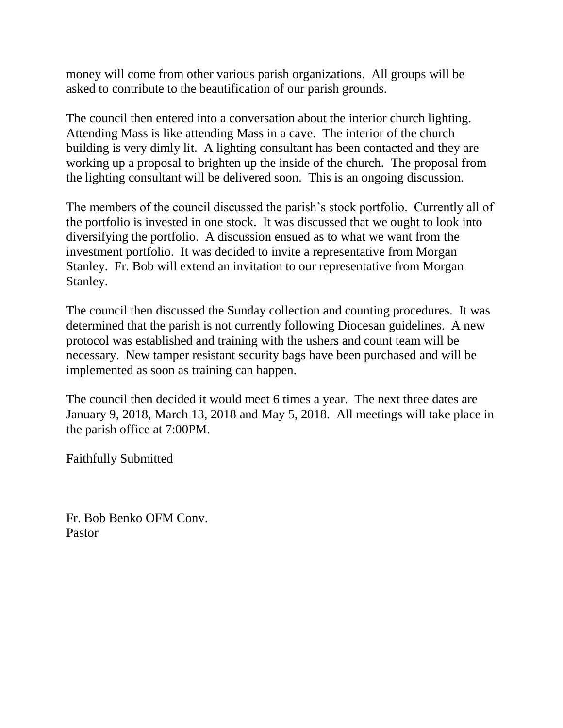money will come from other various parish organizations. All groups will be asked to contribute to the beautification of our parish grounds.

The council then entered into a conversation about the interior church lighting. Attending Mass is like attending Mass in a cave. The interior of the church building is very dimly lit. A lighting consultant has been contacted and they are working up a proposal to brighten up the inside of the church. The proposal from the lighting consultant will be delivered soon. This is an ongoing discussion.

The members of the council discussed the parish's stock portfolio. Currently all of the portfolio is invested in one stock. It was discussed that we ought to look into diversifying the portfolio. A discussion ensued as to what we want from the investment portfolio. It was decided to invite a representative from Morgan Stanley. Fr. Bob will extend an invitation to our representative from Morgan Stanley.

The council then discussed the Sunday collection and counting procedures. It was determined that the parish is not currently following Diocesan guidelines. A new protocol was established and training with the ushers and count team will be necessary. New tamper resistant security bags have been purchased and will be implemented as soon as training can happen.

The council then decided it would meet 6 times a year. The next three dates are January 9, 2018, March 13, 2018 and May 5, 2018. All meetings will take place in the parish office at 7:00PM.

Faithfully Submitted

Fr. Bob Benko OFM Conv.
Pastor